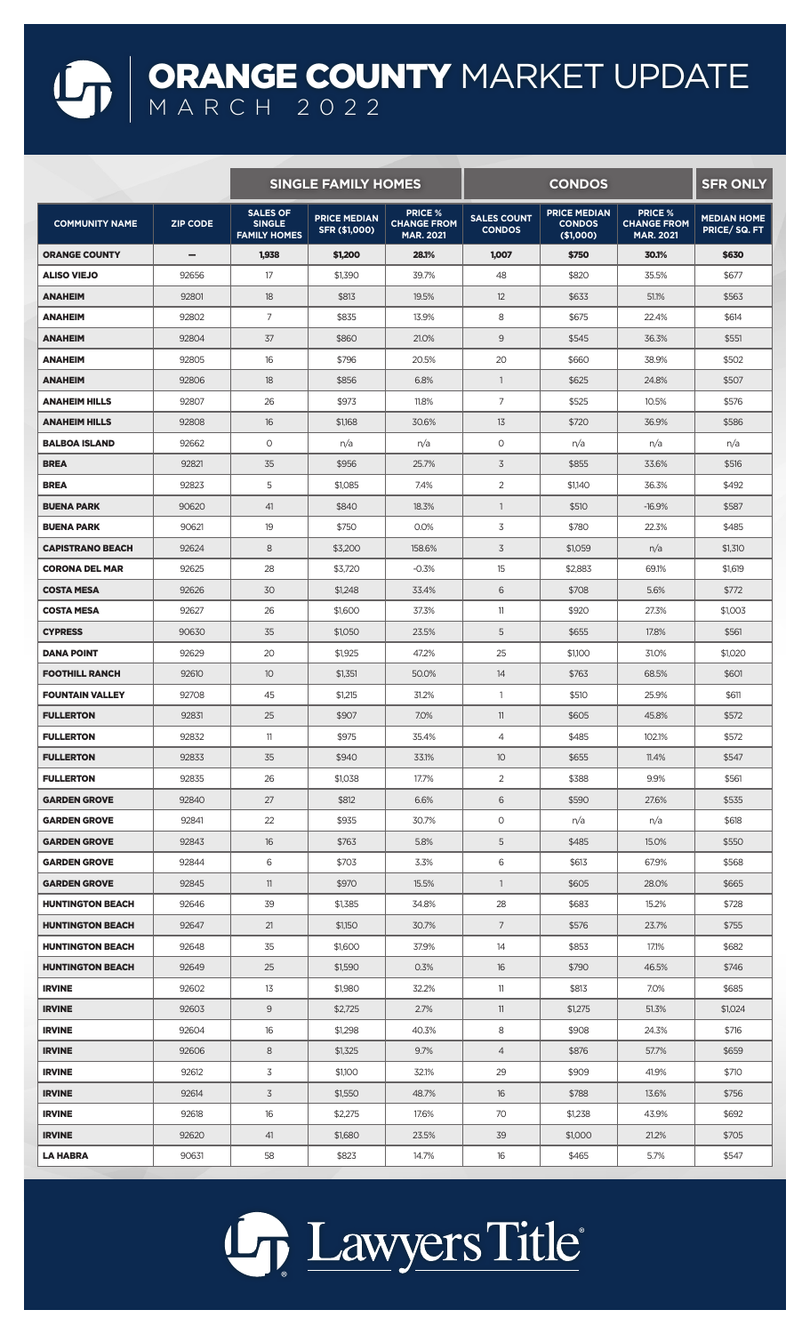# ORANGE COUNTY MARKET UPDATE

## MARCH 2022

| | | SINGLE FAMILY HOMES | | | CONDOS | | | SFR ONLY |
|---|---|---|---|---|---|---|---|---|
| **COMMUNITY NAME** | **ZIP CODE** | **SALES OF SINGLE FAMILY HOMES** | **PRICE MEDIAN SFR ($1,000)** | **PRICE % CHANGE FROM MAR. 2021** | **SALES COUNT CONDOS** | **PRICE MEDIAN CONDOS ($1,000)** | **PRICE % CHANGE FROM MAR. 2021** | **MEDIAN HOME PRICE/ SQ. FT** |
| **ORANGE COUNTY** | – | **1,938** | **$1,200** | **28.1%** | **1,007** | **$750** | **30.1%** | **$630** |
| **ALISO VIEJO** | 92656 | 17 | $1,390 | 39.7% | 48 | $820 | 35.5% | $677 |
| **ANAHEIM** | 92801 | 18 | $813 | 19.5% | 12 | $633 | 51.1% | $563 |
| **ANAHEIM** | 92802 | 7 | $835 | 13.9% | 8 | $675 | 22.4% | $614 |
| **ANAHEIM** | 92804 | 37 | $860 | 21.0% | 9 | $545 | 36.3% | $551 |
| **ANAHEIM** | 92805 | 16 | $796 | 20.5% | 20 | $660 | 38.9% | $502 |
| **ANAHEIM** | 92806 | 18 | $856 | 6.8% | 1 | $625 | 24.8% | $507 |
| **ANAHEIM HILLS** | 92807 | 26 | $973 | 11.8% | 7 | $525 | 10.5% | $576 |
| **ANAHEIM HILLS** | 92808 | 16 | $1,168 | 30.6% | 13 | $720 | 36.9% | $586 |
| **BALBOA ISLAND** | 92662 | 0 | n/a | n/a | 0 | n/a | n/a | n/a |
| **BREA** | 92821 | 35 | $956 | 25.7% | 3 | $855 | 33.6% | $516 |
| **BREA** | 92823 | 5 | $1,085 | 7.4% | 2 | $1,140 | 36.3% | $492 |
| **BUENA PARK** | 90620 | 41 | $840 | 18.3% | 1 | $510 | -16.9% | $587 |
| **BUENA PARK** | 90621 | 19 | $750 | 0.0% | 3 | $780 | 22.3% | $485 |
| **CAPISTRANO BEACH** | 92624 | 8 | $3,200 | 158.6% | 3 | $1,059 | n/a | $1,310 |
| **CORONA DEL MAR** | 92625 | 28 | $3,720 | -0.3% | 15 | $2,883 | 69.1% | $1,619 |
| **COSTA MESA** | 92626 | 30 | $1,248 | 33.4% | 6 | $708 | 5.6% | $772 |
| **COSTA MESA** | 92627 | 26 | $1,600 | 37.3% | 11 | $920 | 27.3% | $1,003 |
| **CYPRESS** | 90630 | 35 | $1,050 | 23.5% | 5 | $655 | 17.8% | $561 |
| **DANA POINT** | 92629 | 20 | $1,925 | 47.2% | 25 | $1,100 | 31.0% | $1,020 |
| **FOOTHILL RANCH** | 92610 | 10 | $1,351 | 50.0% | 14 | $763 | 68.5% | $601 |
| **FOUNTAIN VALLEY** | 92708 | 45 | $1,215 | 31.2% | 1 | $510 | 25.9% | $611 |
| **FULLERTON** | 92831 | 25 | $907 | 7.0% | 11 | $605 | 45.8% | $572 |
| **FULLERTON** | 92832 | 11 | $975 | 35.4% | 4 | $485 | 102.1% | $572 |
| **FULLERTON** | 92833 | 35 | $940 | 33.1% | 10 | $655 | 11.4% | $547 |
| **FULLERTON** | 92835 | 26 | $1,038 | 17.7% | 2 | $388 | 9.9% | $561 |
| **GARDEN GROVE** | 92840 | 27 | $812 | 6.6% | 6 | $590 | 27.6% | $535 |
| **GARDEN GROVE** | 92841 | 22 | $935 | 30.7% | 0 | n/a | n/a | $618 |
| **GARDEN GROVE** | 92843 | 16 | $763 | 5.8% | 5 | $485 | 15.0% | $550 |
| **GARDEN GROVE** | 92844 | 6 | $703 | 3.3% | 6 | $613 | 67.9% | $568 |
| **GARDEN GROVE** | 92845 | 11 | $970 | 15.5% | 1 | $605 | 28.0% | $665 |
| **HUNTINGTON BEACH** | 92646 | 39 | $1,385 | 34.8% | 28 | $683 | 15.2% | $728 |
| **HUNTINGTON BEACH** | 92647 | 21 | $1,150 | 30.7% | 7 | $576 | 23.7% | $755 |
| **HUNTINGTON BEACH** | 92648 | 35 | $1,600 | 37.9% | 14 | $853 | 17.1% | $682 |
| **HUNTINGTON BEACH** | 92649 | 25 | $1,590 | 0.3% | 16 | $790 | 46.5% | $746 |
| **IRVINE** | 92602 | 13 | $1,980 | 32.2% | 11 | $813 | 7.0% | $685 |
| **IRVINE** | 92603 | 9 | $2,725 | 2.7% | 11 | $1,275 | 51.3% | $1,024 |
| **IRVINE** | 92604 | 16 | $1,298 | 40.3% | 8 | $908 | 24.3% | $716 |
| **IRVINE** | 92606 | 8 | $1,325 | 9.7% | 4 | $876 | 57.7% | $659 |
| **IRVINE** | 92612 | 3 | $1,100 | 32.1% | 29 | $909 | 41.9% | $710 |
| **IRVINE** | 92614 | 3 | $1,550 | 48.7% | 16 | $788 | 13.6% | $756 |
| **IRVINE** | 92618 | 16 | $2,275 | 17.6% | 70 | $1,238 | 43.9% | $692 |
| **IRVINE** | 92620 | 41 | $1,680 | 23.5% | 39 | $1,000 | 21.2% | $705 |
| **LA HABRA** | 90631 | 58 | $823 | 14.7% | 16 | $465 | 5.7% | $547 |

Lawyers Title®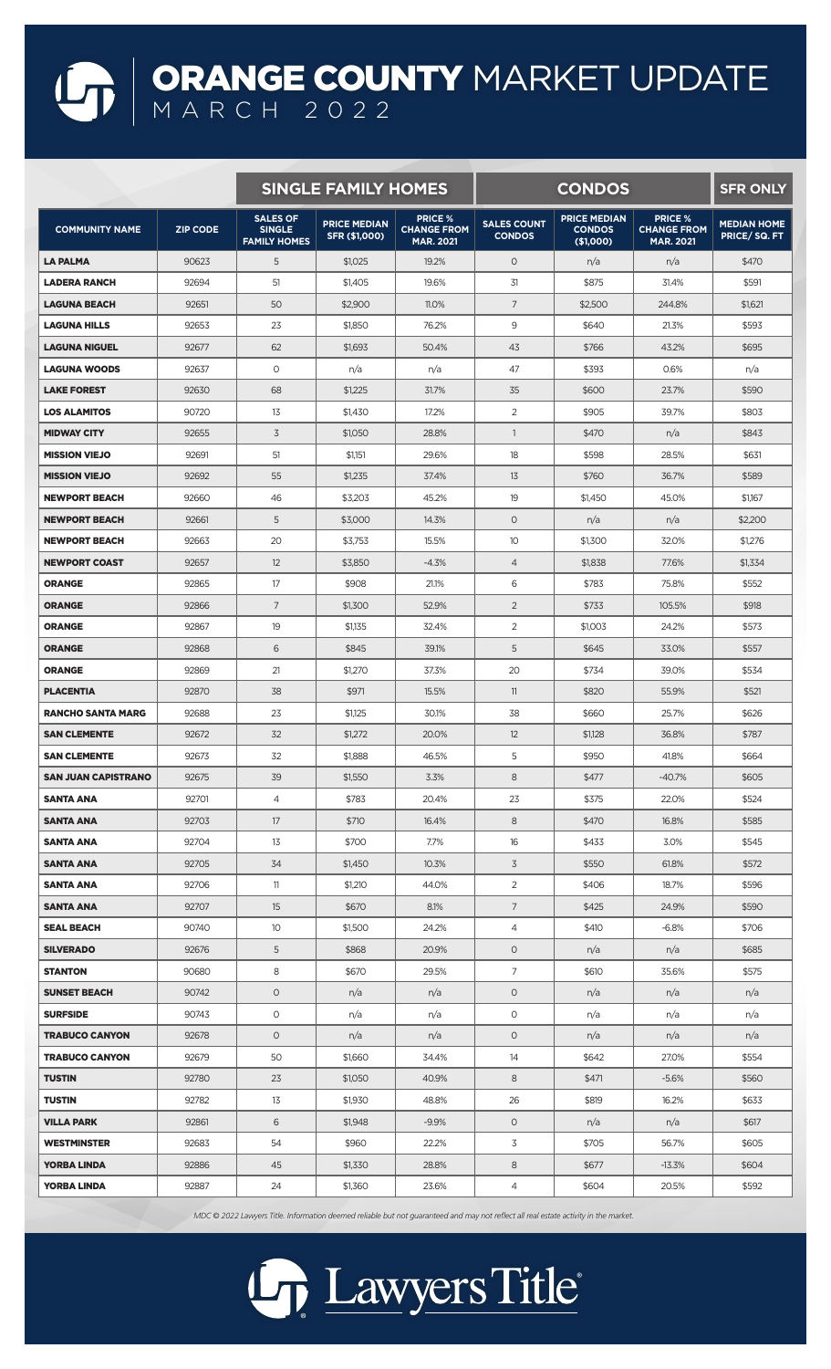# ORANGE COUNTY MARKET UPDATE

MARCH 2022

| | | SINGLE FAMILY HOMES | | | CONDOS | | | SFR ONLY |
|---|---|---|---|---|---|---|---|---|
| COMMUNITY NAME | ZIP CODE | SALES OF SINGLE FAMILY HOMES | PRICE MEDIAN SFR ($1,000) | PRICE % CHANGE FROM MAR. 2021 | SALES COUNT CONDOS | PRICE MEDIAN CONDOS ($1,000) | PRICE % CHANGE FROM MAR. 2021 | MEDIAN HOME PRICE/ SQ. FT |
| LA PALMA | 90623 | 5 | $1,025 | 19.2% | 0 | n/a | n/a | $470 |
| LADERA RANCH | 92694 | 51 | $1,405 | 19.6% | 31 | $875 | 31.4% | $591 |
| LAGUNA BEACH | 92651 | 50 | $2,900 | 11.0% | 7 | $2,500 | 244.8% | $1,621 |
| LAGUNA HILLS | 92653 | 23 | $1,850 | 76.2% | 9 | $640 | 21.3% | $593 |
| LAGUNA NIGUEL | 92677 | 62 | $1,693 | 50.4% | 43 | $766 | 43.2% | $695 |
| LAGUNA WOODS | 92637 | 0 | n/a | n/a | 47 | $393 | 0.6% | n/a |
| LAKE FOREST | 92630 | 68 | $1,225 | 31.7% | 35 | $600 | 23.7% | $590 |
| LOS ALAMITOS | 90720 | 13 | $1,430 | 17.2% | 2 | $905 | 39.7% | $803 |
| MIDWAY CITY | 92655 | 3 | $1,050 | 28.8% | 1 | $470 | n/a | $843 |
| MISSION VIEJO | 92691 | 51 | $1,151 | 29.6% | 18 | $598 | 28.5% | $631 |
| MISSION VIEJO | 92692 | 55 | $1,235 | 37.4% | 13 | $760 | 36.7% | $589 |
| NEWPORT BEACH | 92660 | 46 | $3,203 | 45.2% | 19 | $1,450 | 45.0% | $1,167 |
| NEWPORT BEACH | 92661 | 5 | $3,000 | 14.3% | 0 | n/a | n/a | $2,200 |
| NEWPORT BEACH | 92663 | 20 | $3,753 | 15.5% | 10 | $1,300 | 32.0% | $1,276 |
| NEWPORT COAST | 92657 | 12 | $3,850 | -4.3% | 4 | $1,838 | 77.6% | $1,334 |
| ORANGE | 92865 | 17 | $908 | 21.1% | 6 | $783 | 75.8% | $552 |
| ORANGE | 92866 | 7 | $1,300 | 52.9% | 2 | $733 | 105.5% | $918 |
| ORANGE | 92867 | 19 | $1,135 | 32.4% | 2 | $1,003 | 24.2% | $573 |
| ORANGE | 92868 | 6 | $845 | 39.1% | 5 | $645 | 33.0% | $557 |
| ORANGE | 92869 | 21 | $1,270 | 37.3% | 20 | $734 | 39.0% | $534 |
| PLACENTIA | 92870 | 38 | $971 | 15.5% | 11 | $820 | 55.9% | $521 |
| RANCHO SANTA MARG | 92688 | 23 | $1,125 | 30.1% | 38 | $660 | 25.7% | $626 |
| SAN CLEMENTE | 92672 | 32 | $1,272 | 20.0% | 12 | $1,128 | 36.8% | $787 |
| SAN CLEMENTE | 92673 | 32 | $1,888 | 46.5% | 5 | $950 | 41.8% | $664 |
| SAN JUAN CAPISTRANO | 92675 | 39 | $1,550 | 3.3% | 8 | $477 | -40.7% | $605 |
| SANTA ANA | 92701 | 4 | $783 | 20.4% | 23 | $375 | 22.0% | $524 |
| SANTA ANA | 92703 | 17 | $710 | 16.4% | 8 | $470 | 16.8% | $585 |
| SANTA ANA | 92704 | 13 | $700 | 7.7% | 16 | $433 | 3.0% | $545 |
| SANTA ANA | 92705 | 34 | $1,450 | 10.3% | 3 | $550 | 61.8% | $572 |
| SANTA ANA | 92706 | 11 | $1,210 | 44.0% | 2 | $406 | 18.7% | $596 |
| SANTA ANA | 92707 | 15 | $670 | 8.1% | 7 | $425 | 24.9% | $590 |
| SEAL BEACH | 90740 | 10 | $1,500 | 24.2% | 4 | $410 | -6.8% | $706 |
| SILVERADO | 92676 | 5 | $868 | 20.9% | 0 | n/a | n/a | $685 |
| STANTON | 90680 | 8 | $670 | 29.5% | 7 | $610 | 35.6% | $575 |
| SUNSET BEACH | 90742 | 0 | n/a | n/a | 0 | n/a | n/a | n/a |
| SURFSIDE | 90743 | 0 | n/a | n/a | 0 | n/a | n/a | n/a |
| TRABUCO CANYON | 92678 | 0 | n/a | n/a | 0 | n/a | n/a | n/a |
| TRABUCO CANYON | 92679 | 50 | $1,660 | 34.4% | 14 | $642 | 27.0% | $554 |
| TUSTIN | 92780 | 23 | $1,050 | 40.9% | 8 | $471 | -5.6% | $560 |
| TUSTIN | 92782 | 13 | $1,930 | 48.8% | 26 | $819 | 16.2% | $633 |
| VILLA PARK | 92861 | 6 | $1,948 | -9.9% | 0 | n/a | n/a | $617 |
| WESTMINSTER | 92683 | 54 | $960 | 22.2% | 3 | $705 | 56.7% | $605 |
| YORBA LINDA | 92886 | 45 | $1,330 | 28.8% | 8 | $677 | -13.3% | $604 |
| YORBA LINDA | 92887 | 24 | $1,360 | 23.6% | 4 | $604 | 20.5% | $592 |

*MDC © 2022 Lawyers Title. Information deemed reliable but not guaranteed and may not reflect all real estate activity in the market.*

Lawyers Title®